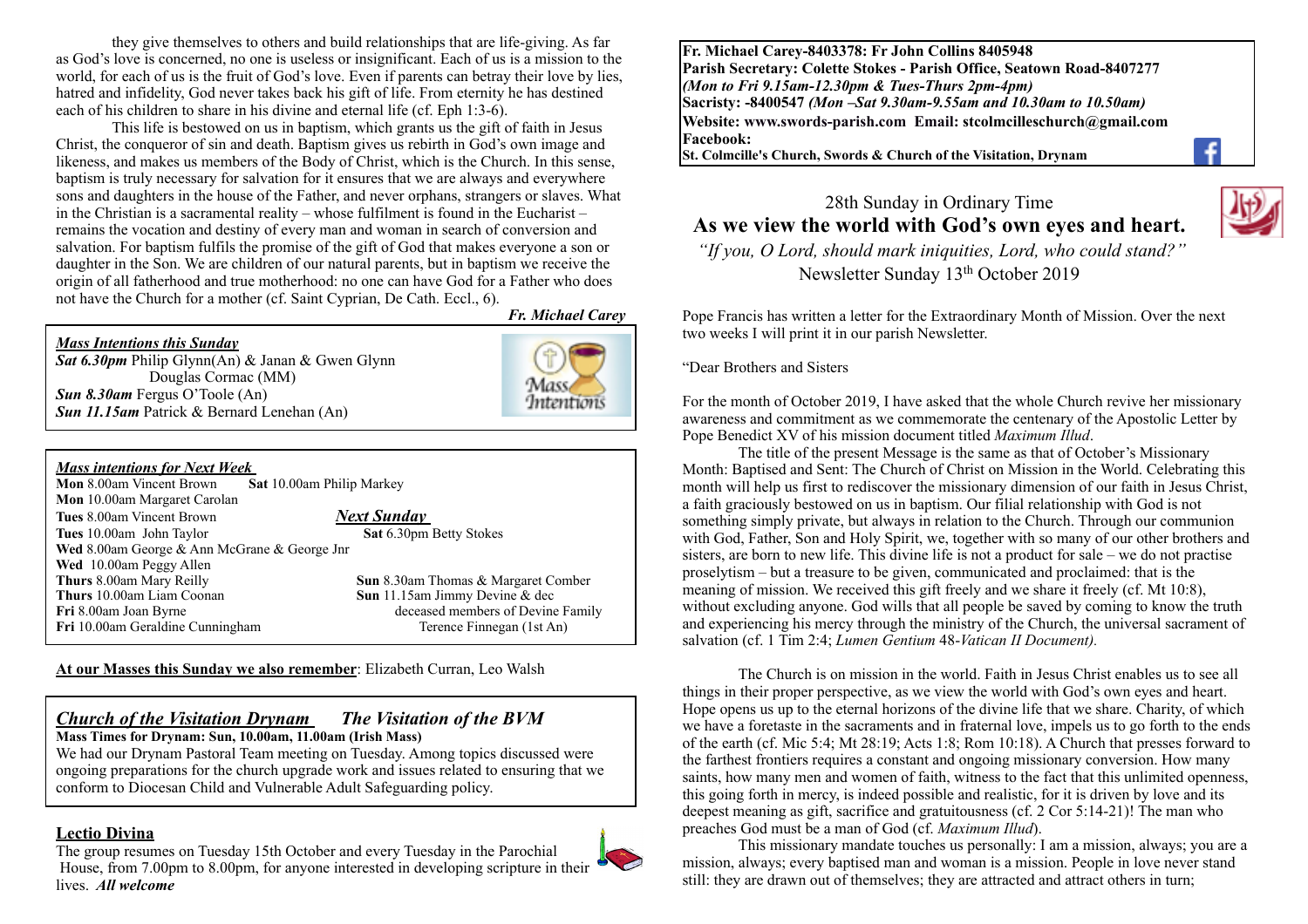they give themselves to others and build relationships that are life-giving. As far as God's love is concerned, no one is useless or insignificant. Each of us is a mission to the world, for each of us is the fruit of God's love. Even if parents can betray their love by lies, hatred and infidelity, God never takes back his gift of life. From eternity he has destined each of his children to share in his divine and eternal life (cf. Eph 1:3-6).

This life is bestowed on us in baptism, which grants us the gift of faith in Jesus Christ, the conqueror of sin and death. Baptism gives us rebirth in God's own image and likeness, and makes us members of the Body of Christ, which is the Church. In this sense, baptism is truly necessary for salvation for it ensures that we are always and everywhere sons and daughters in the house of the Father, and never orphans, strangers or slaves. What in the Christian is a sacramental reality – whose fulfilment is found in the Eucharist – remains the vocation and destiny of every man and woman in search of conversion and salvation. For baptism fulfils the promise of the gift of God that makes everyone a son or daughter in the Son. We are children of our natural parents, but in baptism we receive the origin of all fatherhood and true motherhood: no one can have God for a Father who does not have the Church for a mother (cf. Saint Cyprian, De Cath. Eccl., 6).

***Fr. Michael Carey***

***Mass Intentions this Sunday***

***Sat 6.30pm*** Philip Glynn(An) & Janan & Gwen Glynn
Douglas Cormac (MM)
***Sun 8.30am*** Fergus O'Toole (An)
***Sun 11.15am*** Patrick & Bernard Lenehan (An)

***Mass intentions for Next Week***

**Mon** 8.00am Vincent Brown
**Mon** 10.00am Margaret Carolan
**Tues** 8.00am Vincent Brown
**Tues** 10.00am John Taylor
**Wed** 8.00am George & Ann McGrane & George Jnr
**Wed** 10.00am Peggy Allen
**Thurs** 8.00am Mary Reilly
**Thurs** 10.00am Liam Coonan
**Fri** 8.00am Joan Byrne
**Fri** 10.00am Geraldine Cunningham
**Sat** 10.00am Philip Markey

***Next Sunday***

**Sat** 6.30pm Betty Stokes
**Sun** 8.30am Thomas & Margaret Comber
**Sun** 11.15am Jimmy Devine & deceased members of Devine Family
Terence Finnegan (1st An)

**At our Masses this Sunday we also remember**: Elizabeth Curran, Leo Walsh

## *Church of the Visitation Drynam* *The Visitation of the BVM*

**Mass Times for Drynam: Sun, 10.00am, 11.00am (Irish Mass)**

We had our Drynam Pastoral Team meeting on Tuesday. Among topics discussed were ongoing preparations for the church upgrade work and issues related to ensuring that we conform to Diocesan Child and Vulnerable Adult Safeguarding policy.

## Lectio Divina

The group resumes on Tuesday 15th October and every Tuesday in the Parochial House, from 7.00pm to 8.00pm, for anyone interested in developing scripture in their lives. ***All welcome***

**Fr. Michael Carey-8403378: Fr John Collins 8405948**
**Parish Secretary: Colette Stokes - Parish Office, Seatown Road-8407277**
***(Mon to Fri 9.15am-12.30pm & Tues-Thurs 2pm-4pm)***
**Sacristy: -8400547 *(Mon –Sat 9.30am-9.55am and 10.30am to 10.50am)***
**Website: www.swords-parish.com Email: stcolmcilleschurch@gmail.com**
**Facebook:**
**St. Colmcille's Church, Swords & Church of the Visitation, Drynam**

28th Sunday in Ordinary Time

# As we view the world with God's own eyes and heart.

*"If you, O Lord, should mark iniquities, Lord, who could stand?"*

Newsletter Sunday 13th October 2019

Pope Francis has written a letter for the Extraordinary Month of Mission. Over the next two weeks I will print it in our parish Newsletter.

"Dear Brothers and Sisters

For the month of October 2019, I have asked that the whole Church revive her missionary awareness and commitment as we commemorate the centenary of the Apostolic Letter by Pope Benedict XV of his mission document titled *Maximum Illud*.

The title of the present Message is the same as that of October's Missionary Month: Baptised and Sent: The Church of Christ on Mission in the World. Celebrating this month will help us first to rediscover the missionary dimension of our faith in Jesus Christ, a faith graciously bestowed on us in baptism. Our filial relationship with God is not something simply private, but always in relation to the Church. Through our communion with God, Father, Son and Holy Spirit, we, together with so many of our other brothers and sisters, are born to new life. This divine life is not a product for sale – we do not practise proselytism – but a treasure to be given, communicated and proclaimed: that is the meaning of mission. We received this gift freely and we share it freely (cf. Mt 10:8), without excluding anyone. God wills that all people be saved by coming to know the truth and experiencing his mercy through the ministry of the Church, the universal sacrament of salvation (cf. 1 Tim 2:4; *Lumen Gentium* 48-*Vatican II Document).*

The Church is on mission in the world. Faith in Jesus Christ enables us to see all things in their proper perspective, as we view the world with God's own eyes and heart. Hope opens us up to the eternal horizons of the divine life that we share. Charity, of which we have a foretaste in the sacraments and in fraternal love, impels us to go forth to the ends of the earth (cf. Mic 5:4; Mt 28:19; Acts 1:8; Rom 10:18). A Church that presses forward to the farthest frontiers requires a constant and ongoing missionary conversion. How many saints, how many men and women of faith, witness to the fact that this unlimited openness, this going forth in mercy, is indeed possible and realistic, for it is driven by love and its deepest meaning as gift, sacrifice and gratuitousness (cf. 2 Cor 5:14-21)! The man who preaches God must be a man of God (cf. *Maximum Illud*).

This missionary mandate touches us personally: I am a mission, always; you are a mission, always; every baptised man and woman is a mission. People in love never stand still: they are drawn out of themselves; they are attracted and attract others in turn;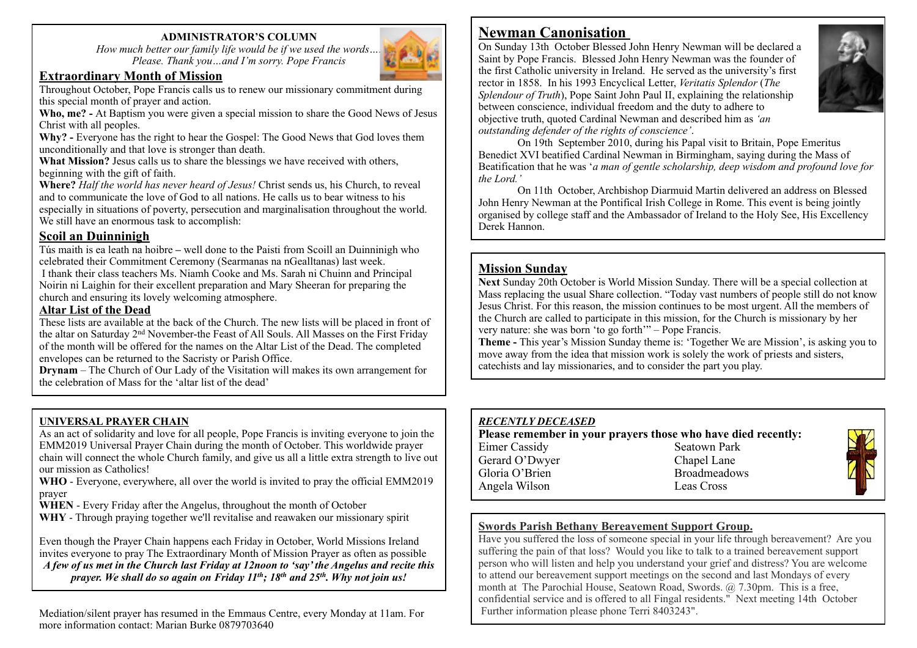**ADMINISTRATOR'S COLUMN**

*How much better our family life would be if we used the words….*
*Please. Thank you…and I'm sorry. Pope Francis*

## Extraordinary Month of Mission

Throughout October, Pope Francis calls us to renew our missionary commitment during this special month of prayer and action.

**Who, me? -** At Baptism you were given a special mission to share the Good News of Jesus Christ with all peoples.

**Why? -** Everyone has the right to hear the Gospel: The Good News that God loves them unconditionally and that love is stronger than death.

**What Mission?** Jesus calls us to share the blessings we have received with others, beginning with the gift of faith.

**Where?** *Half the world has never heard of Jesus!* Christ sends us, his Church, to reveal and to communicate the love of God to all nations. He calls us to bear witness to his especially in situations of poverty, persecution and marginalisation throughout the world. We still have an enormous task to accomplish:

## Scoil an Duinninigh

Tús maith is ea leath na hoibre – well done to the Paisti from Scoill an Duinninigh who celebrated their Commitment Ceremony (Searmanas na nGealltanas) last week.
I thank their class teachers Ms. Niamh Cooke and Ms. Sarah ni Chuinn and Principal Noirin ni Laighin for their excellent preparation and Mary Sheeran for preparing the church and ensuring its lovely welcoming atmosphere.

## Altar List of the Dead

These lists are available at the back of the Church. The new lists will be placed in front of the altar on Saturday 2nd November-the Feast of All Souls. All Masses on the First Friday of the month will be offered for the names on the Altar List of the Dead. The completed envelopes can be returned to the Sacristy or Parish Office.

**Drynam** – The Church of Our Lady of the Visitation will makes its own arrangement for the celebration of Mass for the 'altar list of the dead'

## UNIVERSAL PRAYER CHAIN

As an act of solidarity and love for all people, Pope Francis is inviting everyone to join the EMM2019 Universal Prayer Chain during the month of October. This worldwide prayer chain will connect the whole Church family, and give us all a little extra strength to live out our mission as Catholics!

**WHO** - Everyone, everywhere, all over the world is invited to pray the official EMM2019 prayer

**WHEN** - Every Friday after the Angelus, throughout the month of October

**WHY** - Through praying together we'll revitalise and reawaken our missionary spirit

Even though the Prayer Chain happens each Friday in October, World Missions Ireland invites everyone to pray The Extraordinary Month of Mission Prayer as often as possible

***A few of us met in the Church last Friday at 12noon to 'say' the Angelus and recite this prayer. We shall do so again on Friday 11th; 18th and 25th. Why not join us!***

Mediation/silent prayer has resumed in the Emmaus Centre, every Monday at 11am. For more information contact: Marian Burke 0879703640

## Newman Canonisation

On Sunday 13th October Blessed John Henry Newman will be declared a Saint by Pope Francis. Blessed John Henry Newman was the founder of the first Catholic university in Ireland. He served as the university's first rector in 1858. In his 1993 Encyclical Letter, *Veritatis Splendor* (*The Splendour of Truth*), Pope Saint John Paul II, explaining the relationship between conscience, individual freedom and the duty to adhere to objective truth, quoted Cardinal Newman and described him as *'an outstanding defender of the rights of conscience'*.

On 19th September 2010, during his Papal visit to Britain, Pope Emeritus Benedict XVI beatified Cardinal Newman in Birmingham, saying during the Mass of Beatification that he was '*a man of gentle scholarship, deep wisdom and profound love for the Lord.'*

On 11th October, Archbishop Diarmuid Martin delivered an address on Blessed John Henry Newman at the Pontifical Irish College in Rome. This event is being jointly organised by college staff and the Ambassador of Ireland to the Holy See, His Excellency Derek Hannon.

## Mission Sunday

**Next** Sunday 20th October is World Mission Sunday. There will be a special collection at Mass replacing the usual Share collection. "Today vast numbers of people still do not know Jesus Christ. For this reason, the mission continues to be most urgent. All the members of the Church are called to participate in this mission, for the Church is missionary by her very nature: she was born 'to go forth'" – Pope Francis.

**Theme -** This year's Mission Sunday theme is: 'Together We are Mission', is asking you to move away from the idea that mission work is solely the work of priests and sisters, catechists and lay missionaries, and to consider the part you play.

## *RECENTLY DECEASED*

**Please remember in your prayers those who have died recently:**

| | |
|---|---|
| Eimer Cassidy | Seatown Park |
| Gerard O'Dwyer | Chapel Lane |
| Gloria O'Brien | Broadmeadows |
| Angela Wilson | Leas Cross |

## Swords Parish Bethany Bereavement Support Group.

Have you suffered the loss of someone special in your life through bereavement? Are you suffering the pain of that loss? Would you like to talk to a trained bereavement support person who will listen and help you understand your grief and distress? You are welcome to attend our bereavement support meetings on the second and last Mondays of every month at The Parochial House, Seatown Road, Swords. @ 7.30pm. This is a free, confidential service and is offered to all Fingal residents." Next meeting 14th October Further information please phone Terri 8403243".